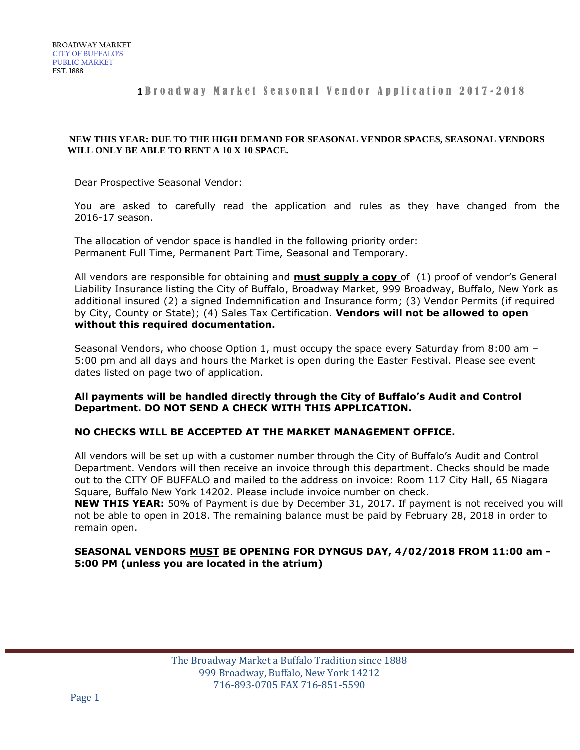BROADWAY MARKET
CITY OF BUFFALO'S
PUBLIC MARKET
EST. 1888

# 1 Broadway Market Seasonal Vendor Application 2017-2018

**NEW THIS YEAR: DUE TO THE HIGH DEMAND FOR SEASONAL VENDOR SPACES, SEASONAL VENDORS WILL ONLY BE ABLE TO RENT A 10 X 10 SPACE.**

Dear Prospective Seasonal Vendor:

You are asked to carefully read the application and rules as they have changed from the 2016-17 season.

The allocation of vendor space is handled in the following priority order:
Permanent Full Time, Permanent Part Time, Seasonal and Temporary.

All vendors are responsible for obtaining and **must supply a copy** of (1) proof of vendor's General Liability Insurance listing the City of Buffalo, Broadway Market, 999 Broadway, Buffalo, New York as additional insured (2) a signed Indemnification and Insurance form; (3) Vendor Permits (if required by City, County or State); (4) Sales Tax Certification. **Vendors will not be allowed to open without this required documentation.**

Seasonal Vendors, who choose Option 1, must occupy the space every Saturday from 8:00 am – 5:00 pm and all days and hours the Market is open during the Easter Festival. Please see event dates listed on page two of application.

**All payments will be handled directly through the City of Buffalo's Audit and Control Department. DO NOT SEND A CHECK WITH THIS APPLICATION.**

**NO CHECKS WILL BE ACCEPTED AT THE MARKET MANAGEMENT OFFICE.**

All vendors will be set up with a customer number through the City of Buffalo's Audit and Control Department. Vendors will then receive an invoice through this department. Checks should be made out to the CITY OF BUFFALO and mailed to the address on invoice: Room 117 City Hall, 65 Niagara Square, Buffalo New York 14202. Please include invoice number on check.
**NEW THIS YEAR:** 50% of Payment is due by December 31, 2017. If payment is not received you will not be able to open in 2018. The remaining balance must be paid by February 28, 2018 in order to remain open.

**SEASONAL VENDORS MUST BE OPENING FOR DYNGUS DAY, 4/02/2018 FROM 11:00 am - 5:00 PM (unless you are located in the atrium)**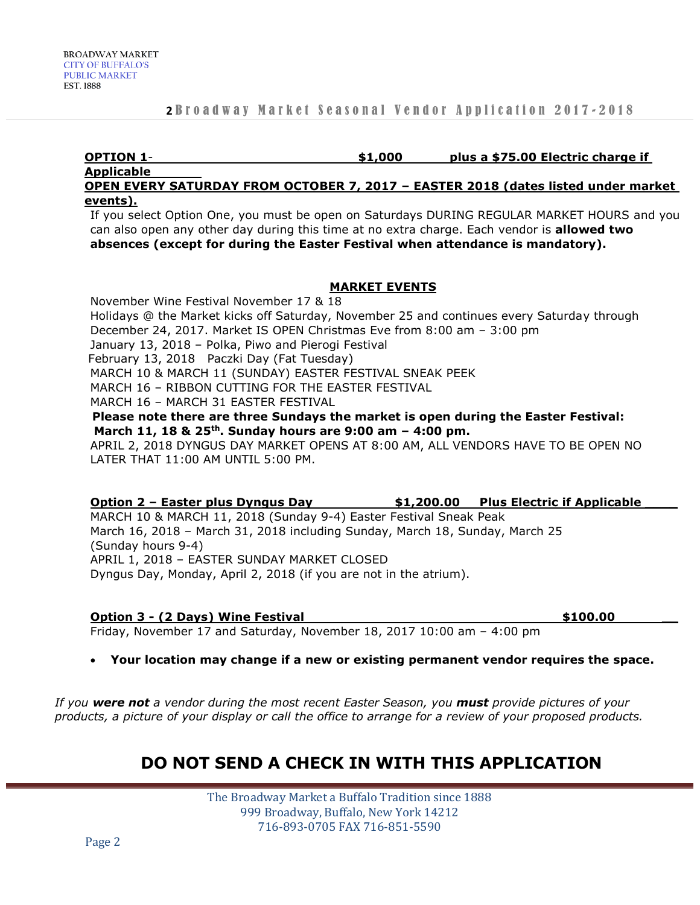**OPTION 1- $1,000 plus a $75.00 Electric charge if Applicable**

**OPEN EVERY SATURDAY FROM OCTOBER 7, 2017 – EASTER 2018 (dates listed under market events).**

If you select Option One, you must be open on Saturdays DURING REGULAR MARKET HOURS and you can also open any other day during this time at no extra charge. Each vendor is **allowed two absences (except for during the Easter Festival when attendance is mandatory).**

## MARKET EVENTS

November Wine Festival November 17 & 18
Holidays @ the Market kicks off Saturday, November 25 and continues every Saturday through December 24, 2017. Market IS OPEN Christmas Eve from 8:00 am – 3:00 pm
January 13, 2018 – Polka, Piwo and Pierogi Festival
February 13, 2018 Paczki Day (Fat Tuesday)
MARCH 10 & MARCH 11 (SUNDAY) EASTER FESTIVAL SNEAK PEEK
MARCH 16 – RIBBON CUTTING FOR THE EASTER FESTIVAL
MARCH 16 – MARCH 31 EASTER FESTIVAL

**Please note there are three Sundays the market is open during the Easter Festival: March 11, 18 & 25th. Sunday hours are 9:00 am – 4:00 pm.**

APRIL 2, 2018 DYNGUS DAY MARKET OPENS AT 8:00 AM, ALL VENDORS HAVE TO BE OPEN NO LATER THAT 11:00 AM UNTIL 5:00 PM.

**Option 2 – Easter plus Dyngus Day $1,200.00 Plus Electric if Applicable ____**

MARCH 10 & MARCH 11, 2018 (Sunday 9-4) Easter Festival Sneak Peak
March 16, 2018 – March 31, 2018 including Sunday, March 18, Sunday, March 25 (Sunday hours 9-4)
APRIL 1, 2018 – EASTER SUNDAY MARKET CLOSED
Dyngus Day, Monday, April 2, 2018 (if you are not in the atrium).

**Option 3 - (2 Days) Wine Festival $100.00 __**

Friday, November 17 and Saturday, November 18, 2017 10:00 am – 4:00 pm

- **Your location may change if a new or existing permanent vendor requires the space.**

*If you **were not** a vendor during the most recent Easter Season, you **must** provide pictures of your products, a picture of your display or call the office to arrange for a review of your proposed products.*

# DO NOT SEND A CHECK IN WITH THIS APPLICATION

The Broadway Market a Buffalo Tradition since 1888
999 Broadway, Buffalo, New York 14212
716-893-0705 FAX 716-851-5590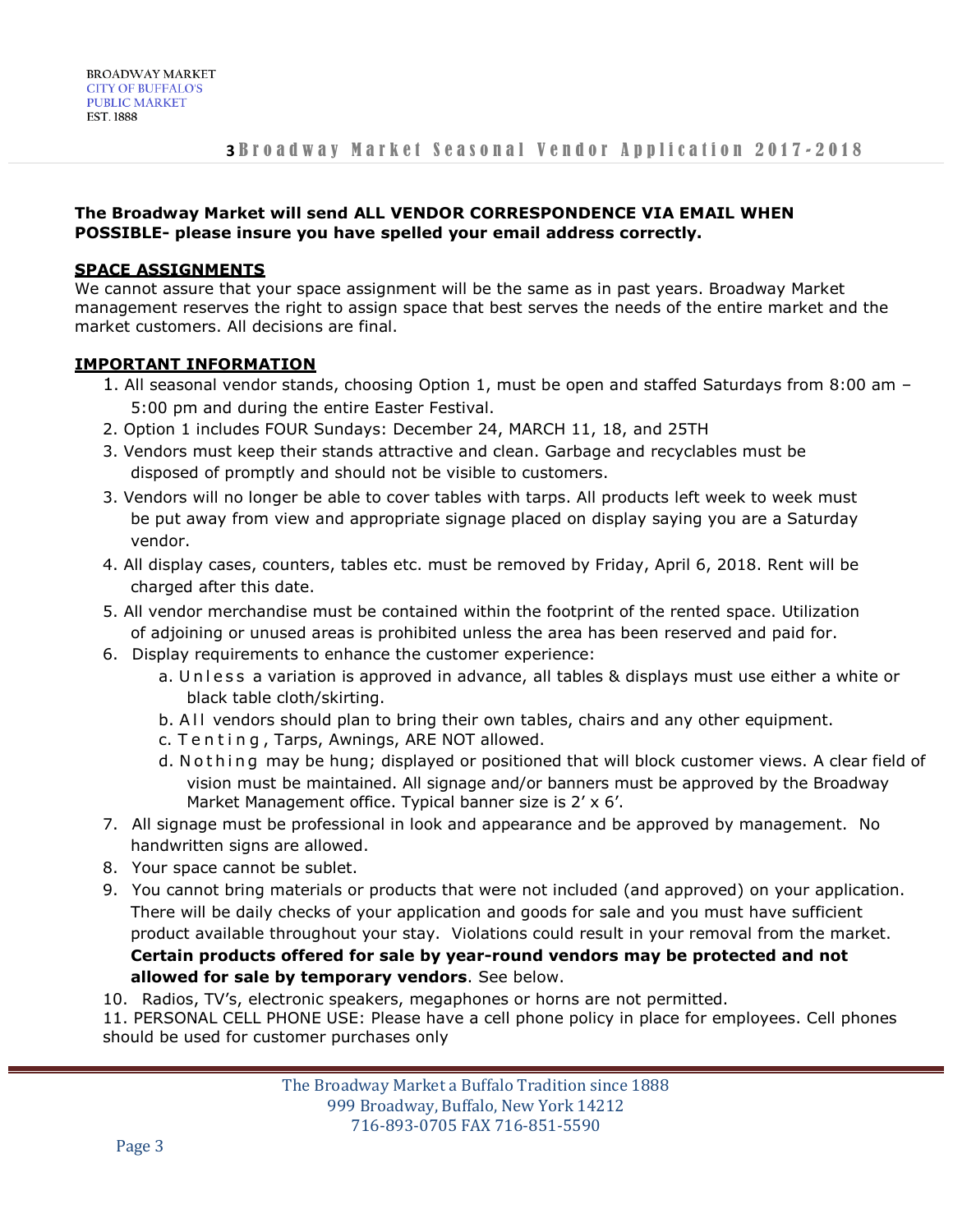**The Broadway Market will send ALL VENDOR CORRESPONDENCE VIA EMAIL WHEN POSSIBLE- please insure you have spelled your email address correctly.**

## SPACE ASSIGNMENTS

We cannot assure that your space assignment will be the same as in past years. Broadway Market management reserves the right to assign space that best serves the needs of the entire market and the market customers. All decisions are final.

## IMPORTANT INFORMATION

1. All seasonal vendor stands, choosing Option 1, must be open and staffed Saturdays from 8:00 am – 5:00 pm and during the entire Easter Festival.
2. Option 1 includes FOUR Sundays: December 24, MARCH 11, 18, and 25TH
3. Vendors must keep their stands attractive and clean. Garbage and recyclables must be disposed of promptly and should not be visible to customers.
3. Vendors will no longer be able to cover tables with tarps. All products left week to week must be put away from view and appropriate signage placed on display saying you are a Saturday vendor.
4. All display cases, counters, tables etc. must be removed by Friday, April 6, 2018. Rent will be charged after this date.
5. All vendor merchandise must be contained within the footprint of the rented space. Utilization of adjoining or unused areas is prohibited unless the area has been reserved and paid for.
6. Display requirements to enhance the customer experience:
   a. Unless a variation is approved in advance, all tables & displays must use either a white or black table cloth/skirting.
   b. All vendors should plan to bring their own tables, chairs and any other equipment.
   c. Tenting, Tarps, Awnings, ARE NOT allowed.
   d. Nothing may be hung; displayed or positioned that will block customer views. A clear field of vision must be maintained. All signage and/or banners must be approved by the Broadway Market Management office. Typical banner size is 2' x 6'.
7. All signage must be professional in look and appearance and be approved by management. No handwritten signs are allowed.
8. Your space cannot be sublet.
9. You cannot bring materials or products that were not included (and approved) on your application. There will be daily checks of your application and goods for sale and you must have sufficient product available throughout your stay. Violations could result in your removal from the market. **Certain products offered for sale by year-round vendors may be protected and not allowed for sale by temporary vendors**. See below.
10. Radios, TV's, electronic speakers, megaphones or horns are not permitted.
11. PERSONAL CELL PHONE USE: Please have a cell phone policy in place for employees. Cell phones should be used for customer purchases only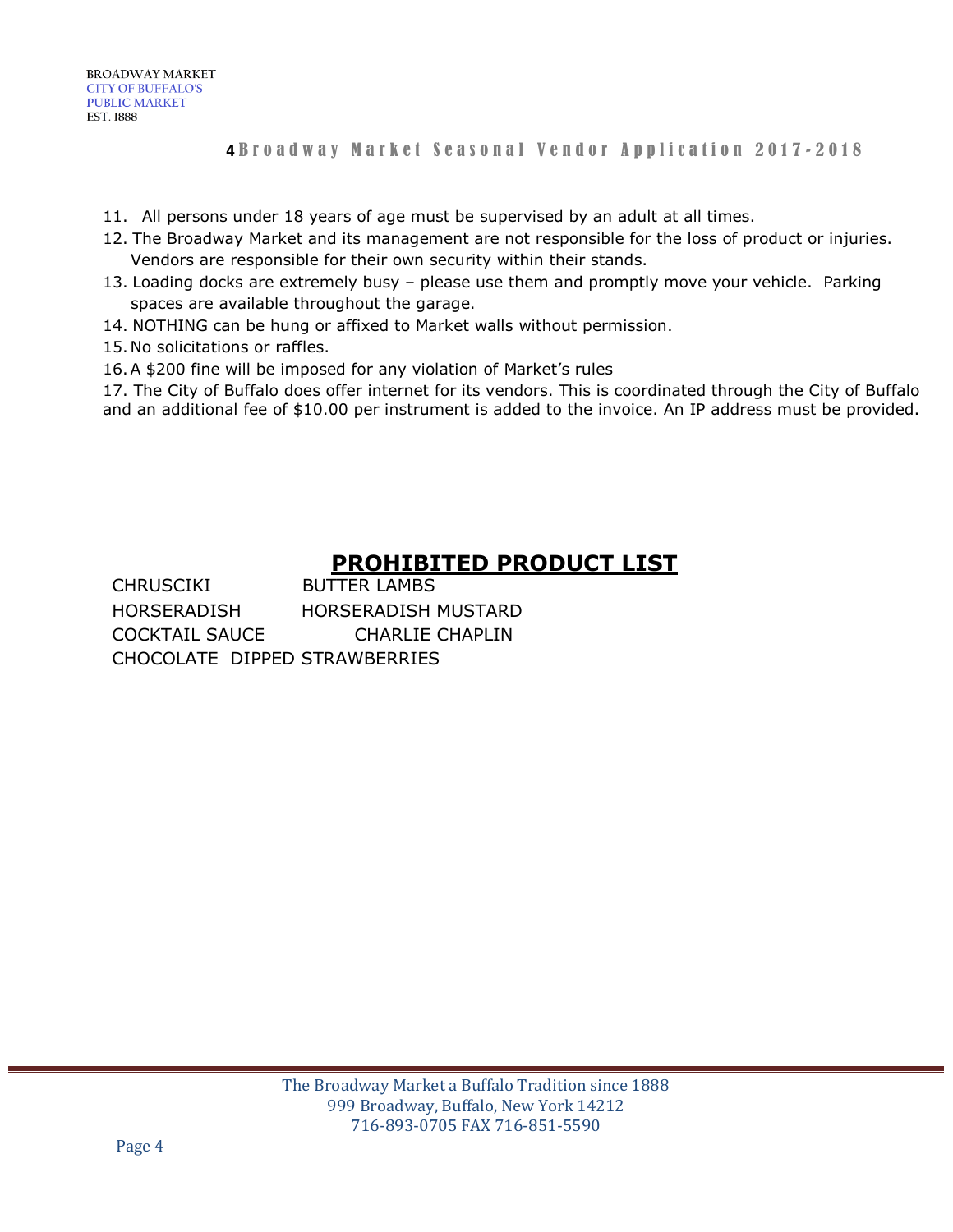11. All persons under 18 years of age must be supervised by an adult at all times.
12. The Broadway Market and its management are not responsible for the loss of product or injuries. Vendors are responsible for their own security within their stands.
13. Loading docks are extremely busy – please use them and promptly move your vehicle. Parking spaces are available throughout the garage.
14. NOTHING can be hung or affixed to Market walls without permission.
15. No solicitations or raffles.
16. A $200 fine will be imposed for any violation of Market's rules
17. The City of Buffalo does offer internet for its vendors. This is coordinated through the City of Buffalo and an additional fee of $10.00 per instrument is added to the invoice. An IP address must be provided.

## **PROHIBITED PRODUCT LIST**

CHRUSCIKI BUTTER LAMBS
HORSERADISH HORSERADISH MUSTARD
COCKTAIL SAUCE CHARLIE CHAPLIN
CHOCOLATE DIPPED STRAWBERRIES

The Broadway Market a Buffalo Tradition since 1888
999 Broadway, Buffalo, New York 14212
716-893-0705 FAX 716-851-5590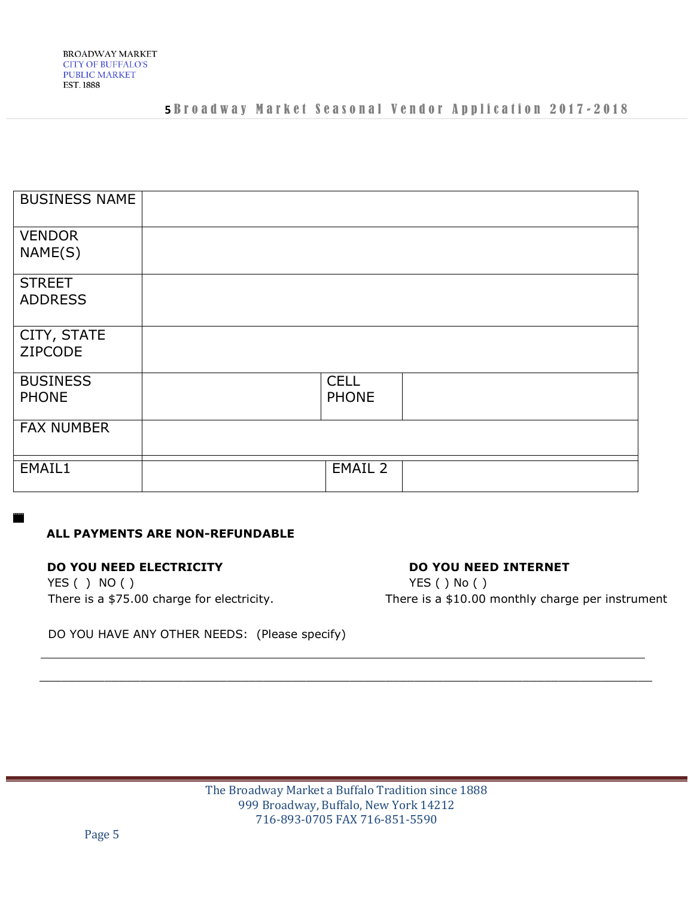| BUSINESS NAME | | | |
|---|---|---|---|
| VENDOR NAME(S) | | | |
| STREET ADDRESS | | | |
| CITY, STATE ZIPCODE | | | |
| BUSINESS PHONE | | CELL PHONE | |
| FAX NUMBER | | | |
| EMAIL1 | | EMAIL 2 | |

**ALL PAYMENTS ARE NON-REFUNDABLE**

**DO YOU NEED ELECTRICITY**
YES ( ) NO ( )
There is a $75.00 charge for electricity.

**DO YOU NEED INTERNET**
YES ( ) No ( )
There is a $10.00 monthly charge per instrument

DO YOU HAVE ANY OTHER NEEDS: (Please specify)

_______________________________________________________________________________

_______________________________________________________________________________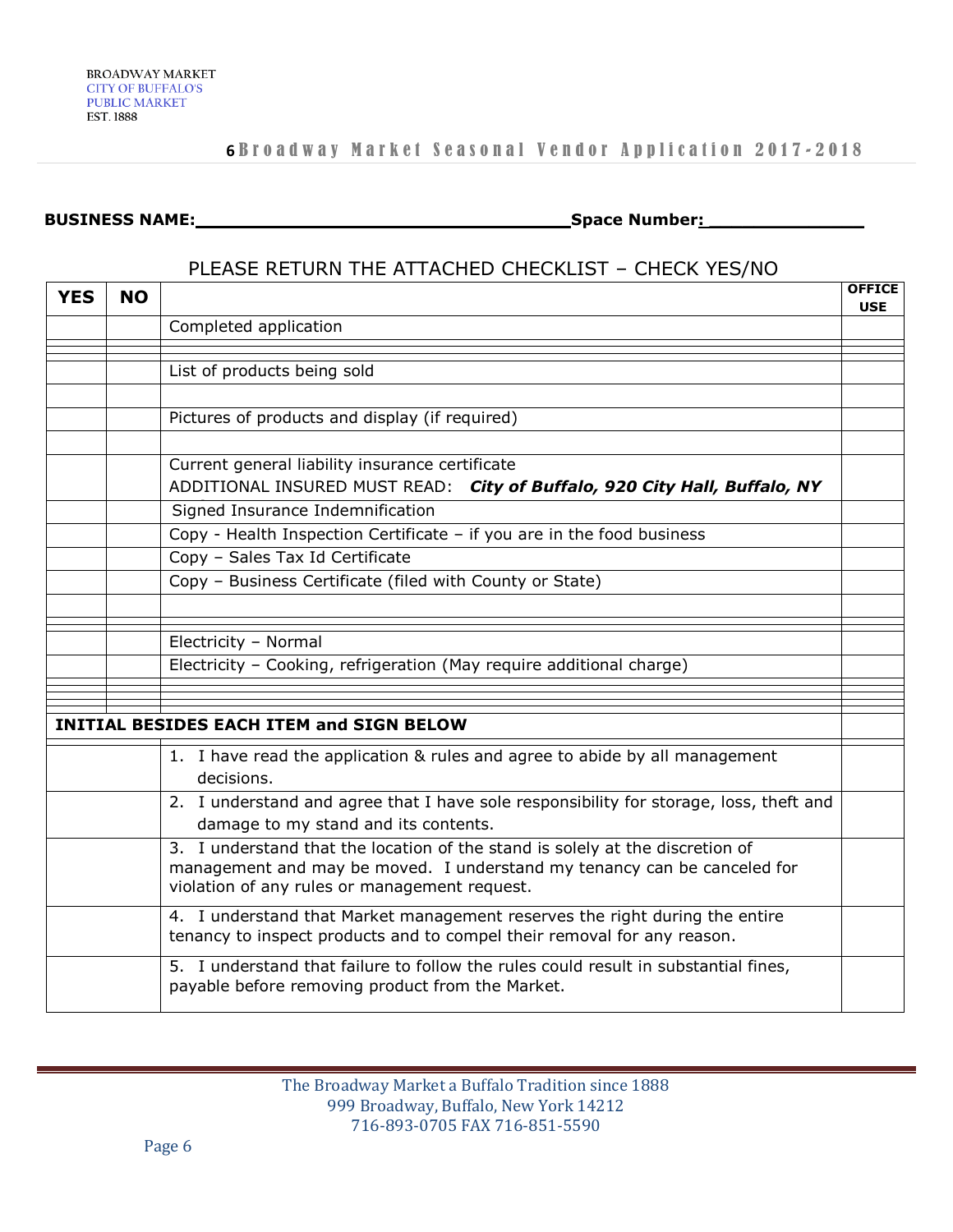BROADWAY MARKET
CITY OF BUFFALO'S
PUBLIC MARKET
EST. 1888

**6 Broadway Market Seasonal Vendor Application 2017-2018**

**BUSINESS NAME:**\_\_\_\_\_\_\_\_\_\_\_\_\_\_\_\_\_\_\_\_\_\_\_\_\_\_\_\_\_\_\_\_\_\_ **Space Number:**\_\_\_\_\_\_\_\_\_\_\_\_\_\_

PLEASE RETURN THE ATTACHED CHECKLIST – CHECK YES/NO

| YES | NO | | OFFICE USE |
|---|---|---|---|
| | | Completed application | |
| | | | |
| | | List of products being sold | |
| | | | |
| | | Pictures of products and display (if required) | |
| | | | |
| | | Current general liability insurance certificate<br>ADDITIONAL INSURED MUST READ: ***City of Buffalo, 920 City Hall, Buffalo, NY*** | |
| | | Signed Insurance Indemnification | |
| | | Copy - Health Inspection Certificate – if you are in the food business | |
| | | Copy – Sales Tax Id Certificate | |
| | | Copy – Business Certificate (filed with County or State) | |
| | | | |
| | | Electricity – Normal | |
| | | Electricity – Cooking, refrigeration (May require additional charge) | |
| | | | |
| **INITIAL BESIDES EACH ITEM and SIGN BELOW** | | | |
| | | 1. I have read the application & rules and agree to abide by all management decisions. | |
| | | 2. I understand and agree that I have sole responsibility for storage, loss, theft and damage to my stand and its contents. | |
| | | 3. I understand that the location of the stand is solely at the discretion of management and may be moved. I understand my tenancy can be canceled for violation of any rules or management request. | |
| | | 4. I understand that Market management reserves the right during the entire tenancy to inspect products and to compel their removal for any reason. | |
| | | 5. I understand that failure to follow the rules could result in substantial fines, payable before removing product from the Market. | |

The Broadway Market a Buffalo Tradition since 1888
999 Broadway, Buffalo, New York 14212
716-893-0705 FAX 716-851-5590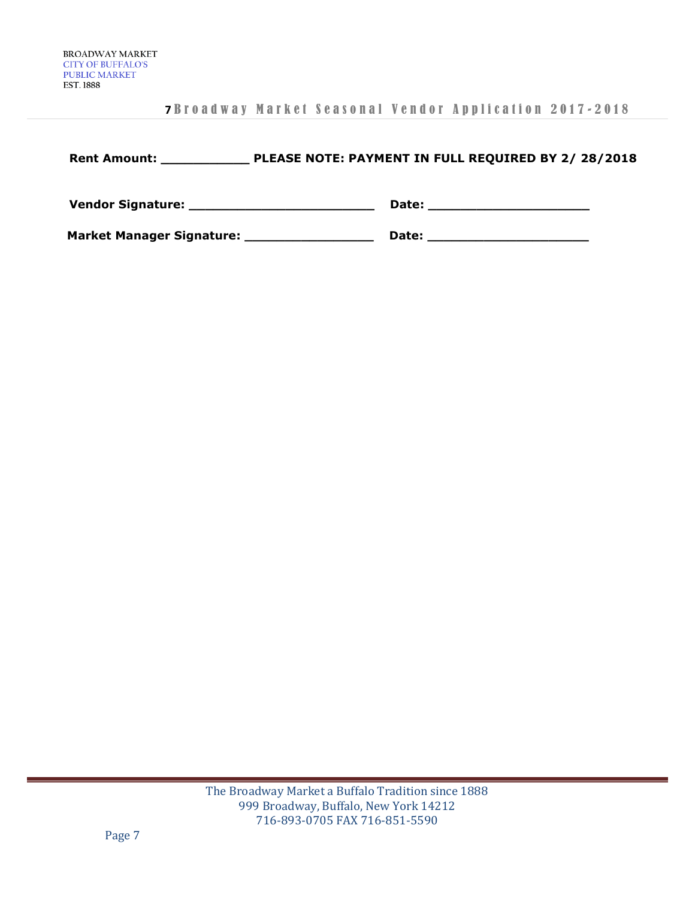**Rent Amount: ___________ PLEASE NOTE: PAYMENT IN FULL REQUIRED BY 2/ 28/2018**

**Vendor Signature: _______________________ Date: ____________________**

**Market Manager Signature: ________________ Date: ____________________**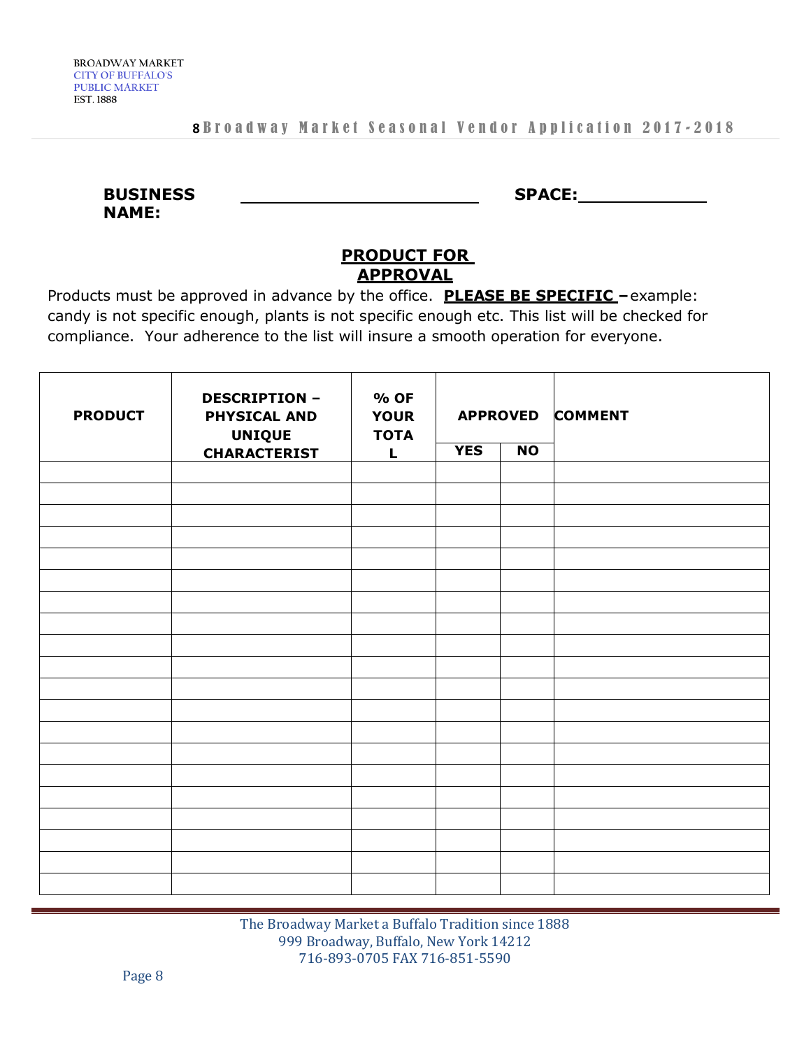**BUSINESS NAME:** ______________________ **SPACE:**____________

## PRODUCT FOR APPROVAL

Products must be approved in advance by the office. **PLEASE BE SPECIFIC** – example: candy is not specific enough, plants is not specific enough etc. This list will be checked for compliance. Your adherence to the list will insure a smooth operation for everyone.

| PRODUCT | DESCRIPTION – PHYSICAL AND UNIQUE CHARACTERIST | % OF YOUR TOTAL | APPROVED | | COMMENT |
|---|---|---|---|---|---|
| | | | YES | NO | |
| | | | | | |
| | | | | | |
| | | | | | |
| | | | | | |
| | | | | | |
| | | | | | |
| | | | | | |
| | | | | | |
| | | | | | |
| | | | | | |
| | | | | | |
| | | | | | |
| | | | | | |
| | | | | | |
| | | | | | |
| | | | | | |
| | | | | | |
| | | | | | |
| | | | | | |
| | | | | | |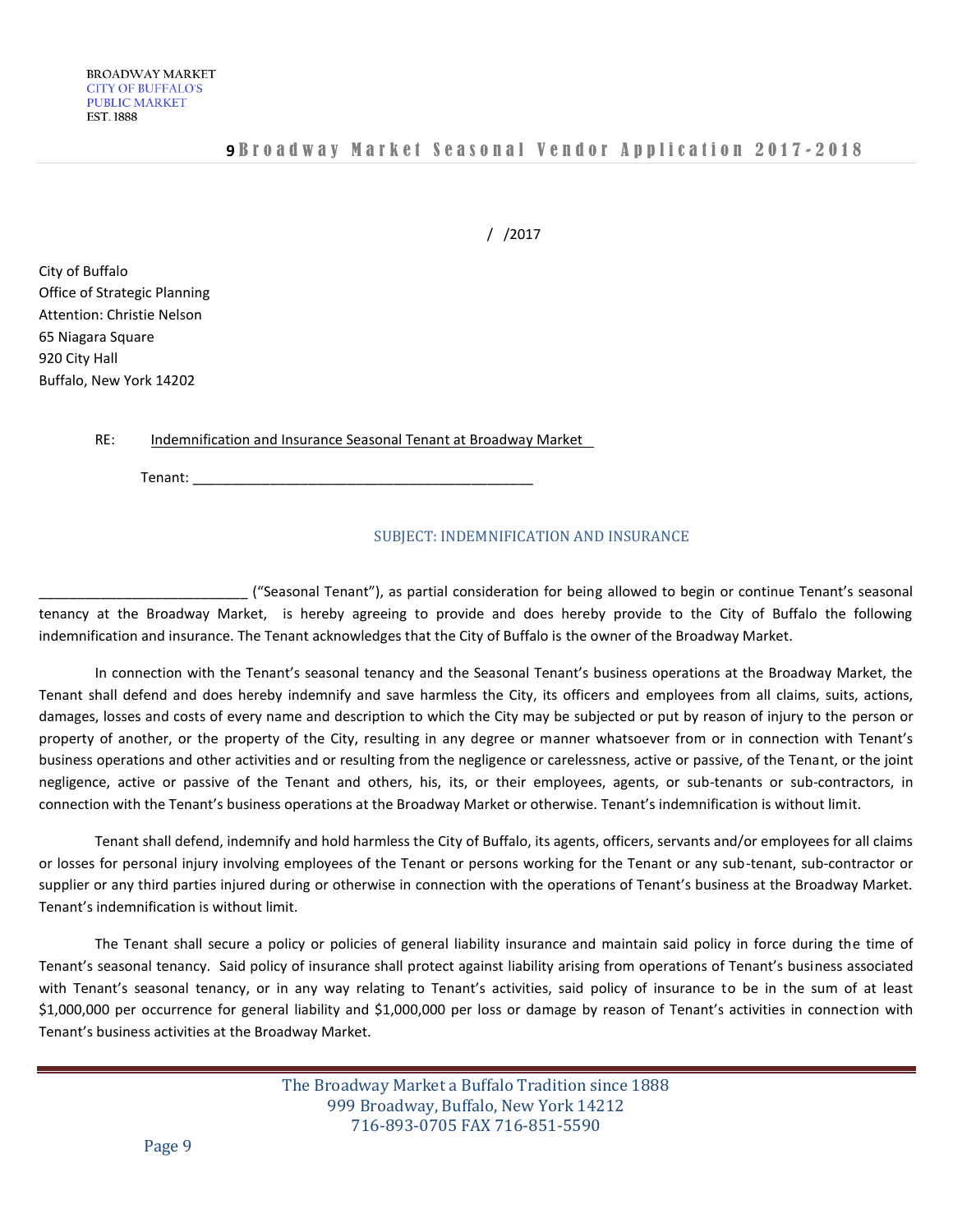/ /2017

City of Buffalo
Office of Strategic Planning
Attention: Christie Nelson
65 Niagara Square
920 City Hall
Buffalo, New York 14202

RE: Indemnification and Insurance Seasonal Tenant at Broadway Market

Tenant: _____________________________________________

SUBJECT: INDEMNIFICATION AND INSURANCE

___________________________ ("Seasonal Tenant"), as partial consideration for being allowed to begin or continue Tenant's seasonal tenancy at the Broadway Market, is hereby agreeing to provide and does hereby provide to the City of Buffalo the following indemnification and insurance. The Tenant acknowledges that the City of Buffalo is the owner of the Broadway Market.

In connection with the Tenant's seasonal tenancy and the Seasonal Tenant's business operations at the Broadway Market, the Tenant shall defend and does hereby indemnify and save harmless the City, its officers and employees from all claims, suits, actions, damages, losses and costs of every name and description to which the City may be subjected or put by reason of injury to the person or property of another, or the property of the City, resulting in any degree or manner whatsoever from or in connection with Tenant's business operations and other activities and or resulting from the negligence or carelessness, active or passive, of the Tenant, or the joint negligence, active or passive of the Tenant and others, his, its, or their employees, agents, or sub-tenants or sub-contractors, in connection with the Tenant's business operations at the Broadway Market or otherwise. Tenant's indemnification is without limit.

Tenant shall defend, indemnify and hold harmless the City of Buffalo, its agents, officers, servants and/or employees for all claims or losses for personal injury involving employees of the Tenant or persons working for the Tenant or any sub-tenant, sub-contractor or supplier or any third parties injured during or otherwise in connection with the operations of Tenant's business at the Broadway Market. Tenant's indemnification is without limit.

The Tenant shall secure a policy or policies of general liability insurance and maintain said policy in force during the time of Tenant's seasonal tenancy. Said policy of insurance shall protect against liability arising from operations of Tenant's business associated with Tenant's seasonal tenancy, or in any way relating to Tenant's activities, said policy of insurance to be in the sum of at least $1,000,000 per occurrence for general liability and $1,000,000 per loss or damage by reason of Tenant's activities in connection with Tenant's business activities at the Broadway Market.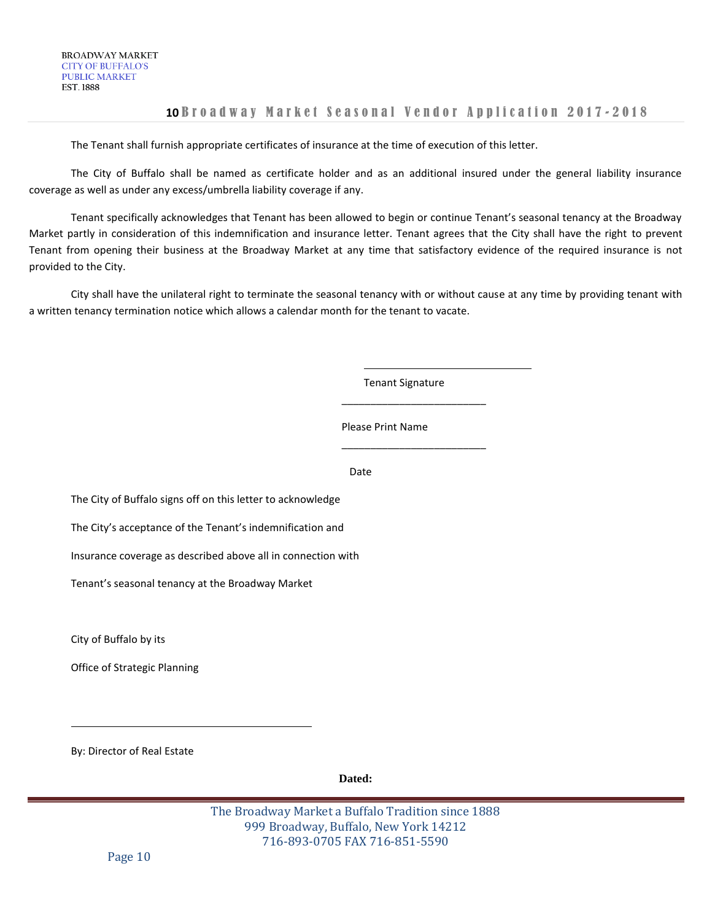The Tenant shall furnish appropriate certificates of insurance at the time of execution of this letter.

The City of Buffalo shall be named as certificate holder and as an additional insured under the general liability insurance coverage as well as under any excess/umbrella liability coverage if any.

Tenant specifically acknowledges that Tenant has been allowed to begin or continue Tenant's seasonal tenancy at the Broadway Market partly in consideration of this indemnification and insurance letter. Tenant agrees that the City shall have the right to prevent Tenant from opening their business at the Broadway Market at any time that satisfactory evidence of the required insurance is not provided to the City.

City shall have the unilateral right to terminate the seasonal tenancy with or without cause at any time by providing tenant with a written tenancy termination notice which allows a calendar month for the tenant to vacate.

______________________________

Tenant Signature

__________________________

Please Print Name

__________________________

Date

The City of Buffalo signs off on this letter to acknowledge

The City's acceptance of the Tenant's indemnification and

Insurance coverage as described above all in connection with

Tenant's seasonal tenancy at the Broadway Market

City of Buffalo by its

Office of Strategic Planning

____________________________________________

By: Director of Real Estate

**Dated:**